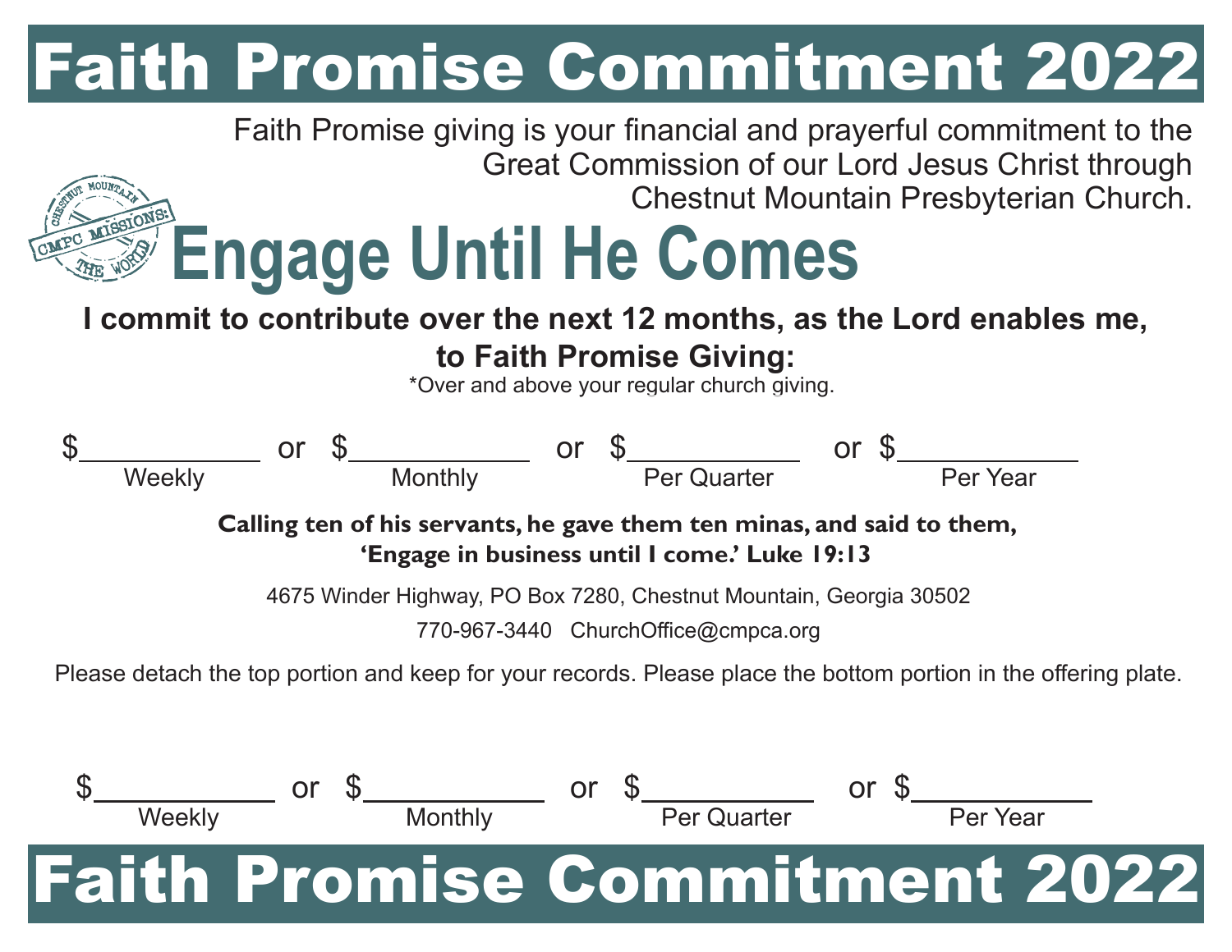# Faith Promise Commitment 2022

Faith Promise giving is your financial and prayerful commitment to the Great Commission of our Lord Jesus Christ through Chestnut Mountain Presbyterian Church.

CHESTNUT MOUNTAIN CMPC MISSIONS: THE WORLD

## Engage Until He Comes

**I commit to contribute over the next 12 months, as the Lord enables me, to Faith Promise Giving:**

*Over and above your regular church giving.

$__________ Weekly or $__________ Monthly or $__________ Per Quarter or $__________ Per Year

**Calling ten of his servants, he gave them ten minas, and said to them, 'Engage in business until I come.' Luke 19:13**

4675 Winder Highway, PO Box 7280, Chestnut Mountain, Georgia 30502

770-967-3440 ChurchOffice@cmpca.org

Please detach the top portion and keep for your records. Please place the bottom portion in the offering plate.

$__________ Weekly or $__________ Monthly or $__________ Per Quarter or $__________ Per Year

# Faith Promise Commitment 2022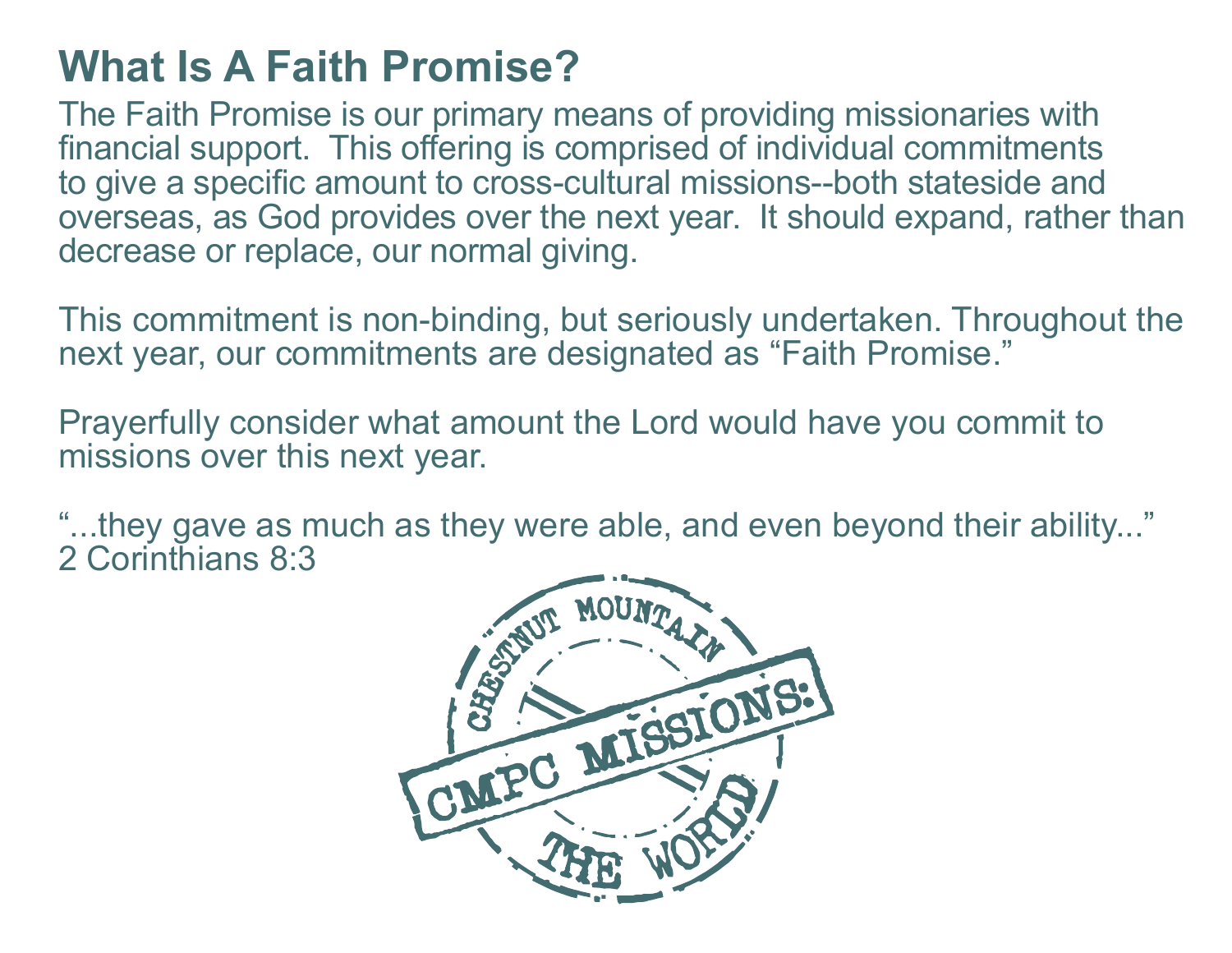## What Is A Faith Promise?

The Faith Promise is our primary means of providing missionaries with financial support. This offering is comprised of individual commitments to give a specific amount to cross-cultural missions--both stateside and overseas, as God provides over the next year. It should expand, rather than decrease or replace, our normal giving.

This commitment is non-binding, but seriously undertaken. Throughout the next year, our commitments are designated as "Faith Promise."

Prayerfully consider what amount the Lord would have you commit to missions over this next year.

"...they gave as much as they were able, and even beyond their ability..."
2 Corinthians 8:3

CHESTNUT MOUNTAIN
CMPC MISSIONS:
THE WORLD